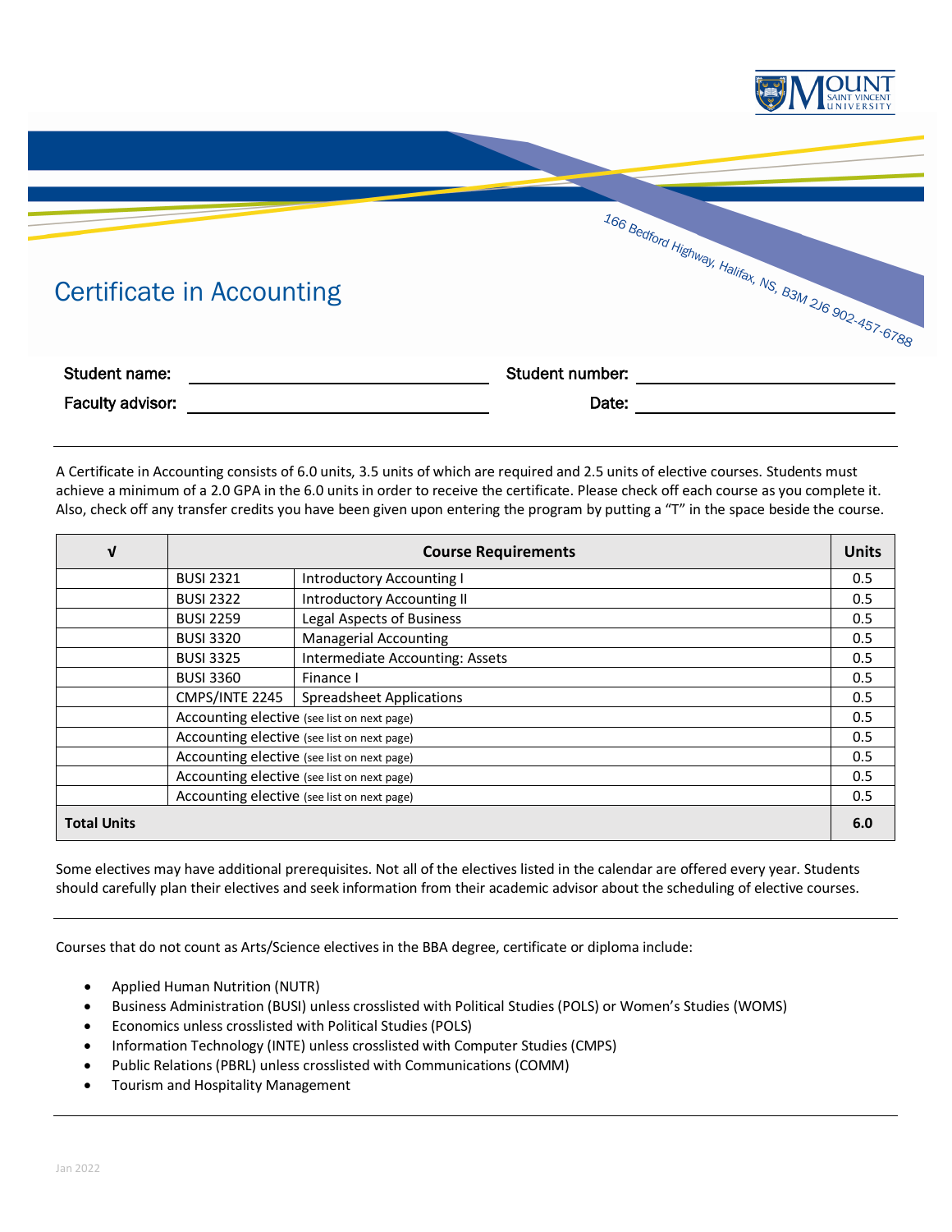# Certificate in Accounting

166 Bedford Highway, Halifax, NS, B3M 2J6 902-457-6788

**Student name:** ______________________ **Student number:** ______________________

**Faculty advisor:** ______________________ **Date:** ______________________

A Certificate in Accounting consists of 6.0 units, 3.5 units of which are required and 2.5 units of elective courses. Students must achieve a minimum of a 2.0 GPA in the 6.0 units in order to receive the certificate. Please check off each course as you complete it. Also, check off any transfer credits you have been given upon entering the program by putting a "T" in the space beside the course.

| √ | Course Requirements | | Units |
|---|---|---|---|
| | BUSI 2321 | Introductory Accounting I | 0.5 |
| | BUSI 2322 | Introductory Accounting II | 0.5 |
| | BUSI 2259 | Legal Aspects of Business | 0.5 |
| | BUSI 3320 | Managerial Accounting | 0.5 |
| | BUSI 3325 | Intermediate Accounting: Assets | 0.5 |
| | BUSI 3360 | Finance I | 0.5 |
| | CMPS/INTE 2245 | Spreadsheet Applications | 0.5 |
| | Accounting elective (see list on next page) | | 0.5 |
| | Accounting elective (see list on next page) | | 0.5 |
| | Accounting elective (see list on next page) | | 0.5 |
| | Accounting elective (see list on next page) | | 0.5 |
| | Accounting elective (see list on next page) | | 0.5 |
| **Total Units** | | | **6.0** |

Some electives may have additional prerequisites. Not all of the electives listed in the calendar are offered every year. Students should carefully plan their electives and seek information from their academic advisor about the scheduling of elective courses.

Courses that do not count as Arts/Science electives in the BBA degree, certificate or diploma include:

- Applied Human Nutrition (NUTR)
- Business Administration (BUSI) unless crosslisted with Political Studies (POLS) or Women's Studies (WOMS)
- Economics unless crosslisted with Political Studies (POLS)
- Information Technology (INTE) unless crosslisted with Computer Studies (CMPS)
- Public Relations (PBRL) unless crosslisted with Communications (COMM)
- Tourism and Hospitality Management

Jan 2022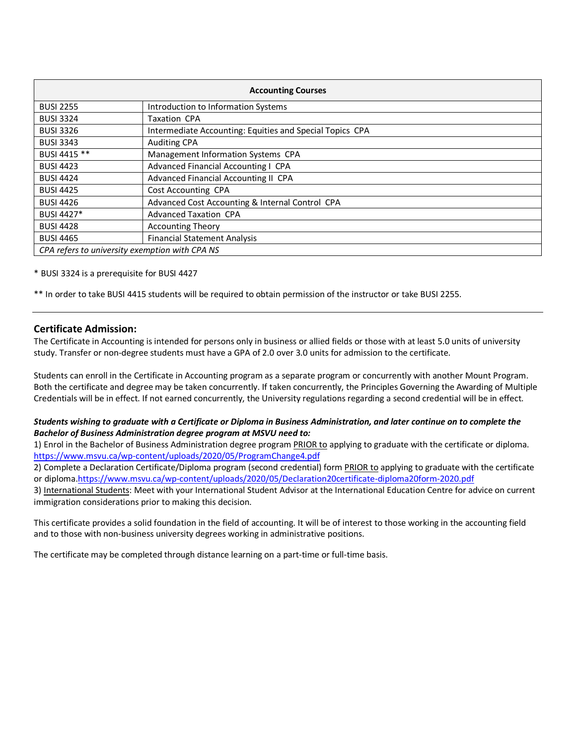| Accounting Courses | |
|---|---|
| BUSI 2255 | Introduction to Information Systems |
| BUSI 3324 | Taxation CPA |
| BUSI 3326 | Intermediate Accounting: Equities and Special Topics CPA |
| BUSI 3343 | Auditing CPA |
| BUSI 4415 ** | Management Information Systems CPA |
| BUSI 4423 | Advanced Financial Accounting I CPA |
| BUSI 4424 | Advanced Financial Accounting II CPA |
| BUSI 4425 | Cost Accounting CPA |
| BUSI 4426 | Advanced Cost Accounting & Internal Control CPA |
| BUSI 4427* | Advanced Taxation CPA |
| BUSI 4428 | Accounting Theory |
| BUSI 4465 | Financial Statement Analysis |
| *CPA refers to university exemption with CPA NS* | |

* BUSI 3324 is a prerequisite for BUSI 4427

** In order to take BUSI 4415 students will be required to obtain permission of the instructor or take BUSI 2255.

---

## Certificate Admission:

The Certificate in Accounting is intended for persons only in business or allied fields or those with at least 5.0 units of university study. Transfer or non-degree students must have a GPA of 2.0 over 3.0 units for admission to the certificate.

Students can enroll in the Certificate in Accounting program as a separate program or concurrently with another Mount Program. Both the certificate and degree may be taken concurrently. If taken concurrently, the Principles Governing the Awarding of Multiple Credentials will be in effect. If not earned concurrently, the University regulations regarding a second credential will be in effect.

***Students wishing to graduate with a Certificate or Diploma in Business Administration, and later continue on to complete the Bachelor of Business Administration degree program at MSVU need to:***

1) Enrol in the Bachelor of Business Administration degree program PRIOR to applying to graduate with the certificate or diploma. https://www.msvu.ca/wp-content/uploads/2020/05/ProgramChange4.pdf

2) Complete a Declaration Certificate/Diploma program (second credential) form PRIOR to applying to graduate with the certificate or diploma.https://www.msvu.ca/wp-content/uploads/2020/05/Declaration20certificate-diploma20form-2020.pdf

3) International Students: Meet with your International Student Advisor at the International Education Centre for advice on current immigration considerations prior to making this decision.

This certificate provides a solid foundation in the field of accounting. It will be of interest to those working in the accounting field and to those with non-business university degrees working in administrative positions.

The certificate may be completed through distance learning on a part-time or full-time basis.